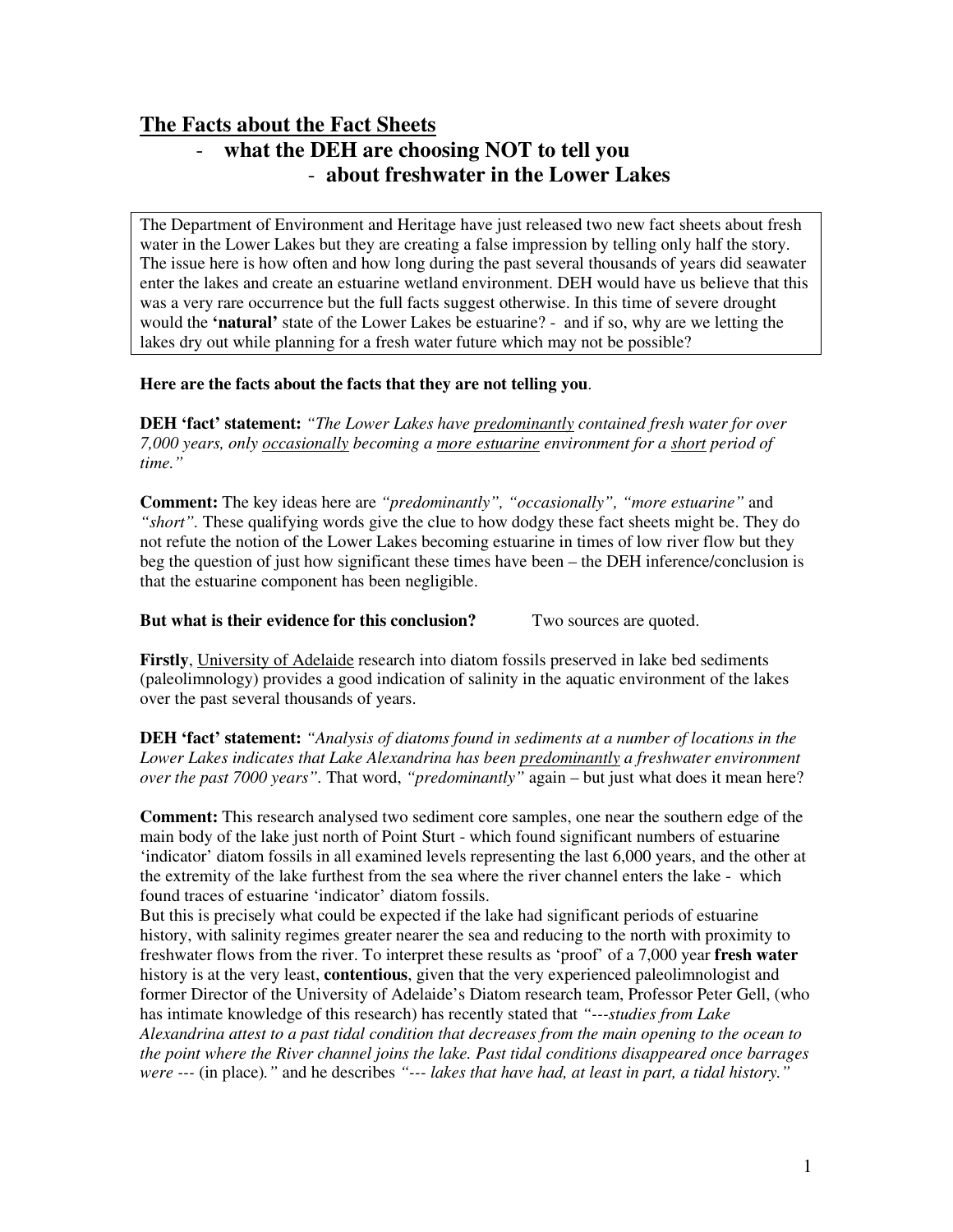# <u>The Facts about the Fact Sheets</u>

## - what the DEH are choosing NOT to tell you
## - about freshwater in the Lower Lakes

The Department of Environment and Heritage have just released two new fact sheets about fresh water in the Lower Lakes but they are creating a false impression by telling only half the story. The issue here is how often and how long during the past several thousands of years did seawater enter the lakes and create an estuarine wetland environment. DEH would have us believe that this was a very rare occurrence but the full facts suggest otherwise. In this time of severe drought would the **'natural'** state of the Lower Lakes be estuarine? - and if so, why are we letting the lakes dry out while planning for a fresh water future which may not be possible?

**Here are the facts about the facts that they are not telling you**.

**DEH 'fact' statement:** *"The Lower Lakes have <u>predominantly</u> contained fresh water for over 7,000 years, only <u>occasionally</u> becoming a <u>more estuarine</u> environment for a <u>short</u> period of time."*

**Comment:** The key ideas here are *"predominantly", "occasionally", "more estuarine"* and *"short"*. These qualifying words give the clue to how dodgy these fact sheets might be. They do not refute the notion of the Lower Lakes becoming estuarine in times of low river flow but they beg the question of just how significant these times have been – the DEH inference/conclusion is that the estuarine component has been negligible.

**But what is their evidence for this conclusion?** Two sources are quoted.

**Firstly**, <u>University of Adelaide</u> research into diatom fossils preserved in lake bed sediments (paleolimnology) provides a good indication of salinity in the aquatic environment of the lakes over the past several thousands of years.

**DEH 'fact' statement:** *"Analysis of diatoms found in sediments at a number of locations in the Lower Lakes indicates that Lake Alexandrina has been <u>predominantly</u> a freshwater environment over the past 7000 years"*. That word, *"predominantly"* again – but just what does it mean here?

**Comment:** This research analysed two sediment core samples, one near the southern edge of the main body of the lake just north of Point Sturt - which found significant numbers of estuarine 'indicator' diatom fossils in all examined levels representing the last 6,000 years, and the other at the extremity of the lake furthest from the sea where the river channel enters the lake - which found traces of estuarine 'indicator' diatom fossils.

But this is precisely what could be expected if the lake had significant periods of estuarine history, with salinity regimes greater nearer the sea and reducing to the north with proximity to freshwater flows from the river. To interpret these results as 'proof' of a 7,000 year **fresh water** history is at the very least, **contentious**, given that the very experienced paleolimnologist and former Director of the University of Adelaide's Diatom research team, Professor Peter Gell, (who has intimate knowledge of this research) has recently stated that *"---studies from Lake Alexandrina attest to a past tidal condition that decreases from the main opening to the ocean to the point where the River channel joins the lake. Past tidal conditions disappeared once barrages were ---* (in place)*."* and he describes *"--- lakes that have had, at least in part, a tidal history."*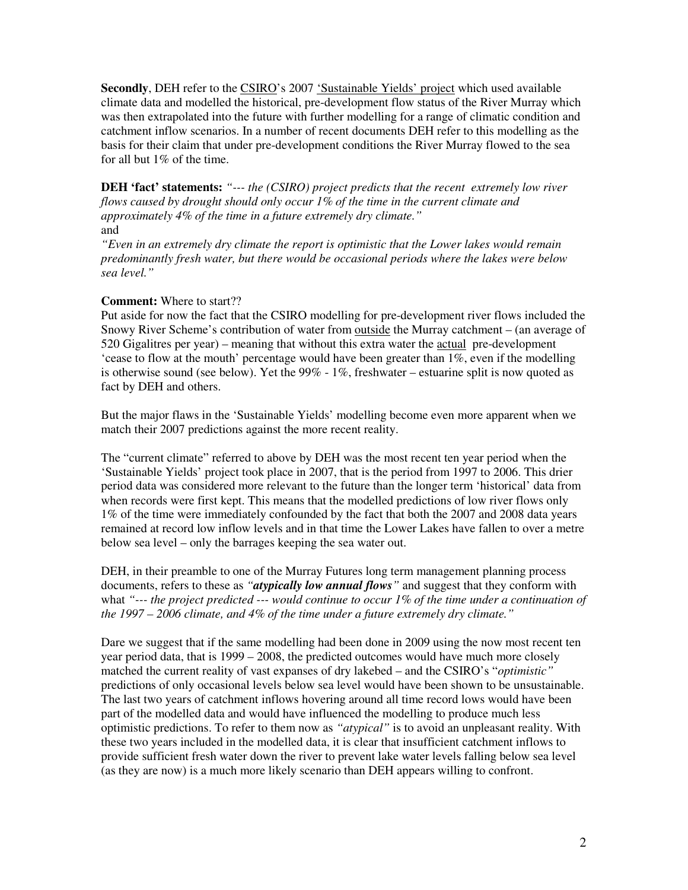**Secondly**, DEH refer to the CSIRO's 2007 'Sustainable Yields' project which used available climate data and modelled the historical, pre-development flow status of the River Murray which was then extrapolated into the future with further modelling for a range of climatic condition and catchment inflow scenarios. In a number of recent documents DEH refer to this modelling as the basis for their claim that under pre-development conditions the River Murray flowed to the sea for all but 1% of the time.

**DEH 'fact' statements:** *"--- the (CSIRO) project predicts that the recent extremely low river flows caused by drought should only occur 1% of the time in the current climate and approximately 4% of the time in a future extremely dry climate."*
and
*"Even in an extremely dry climate the report is optimistic that the Lower lakes would remain predominantly fresh water, but there would be occasional periods where the lakes were below sea level."*

**Comment:** Where to start??
Put aside for now the fact that the CSIRO modelling for pre-development river flows included the Snowy River Scheme's contribution of water from outside the Murray catchment – (an average of 520 Gigalitres per year) – meaning that without this extra water the actual pre-development 'cease to flow at the mouth' percentage would have been greater than 1%, even if the modelling is otherwise sound (see below). Yet the 99% - 1%, freshwater – estuarine split is now quoted as fact by DEH and others.

But the major flaws in the 'Sustainable Yields' modelling become even more apparent when we match their 2007 predictions against the more recent reality.

The "current climate" referred to above by DEH was the most recent ten year period when the 'Sustainable Yields' project took place in 2007, that is the period from 1997 to 2006. This drier period data was considered more relevant to the future than the longer term 'historical' data from when records were first kept. This means that the modelled predictions of low river flows only 1% of the time were immediately confounded by the fact that both the 2007 and 2008 data years remained at record low inflow levels and in that time the Lower Lakes have fallen to over a metre below sea level – only the barrages keeping the sea water out.

DEH, in their preamble to one of the Murray Futures long term management planning process documents, refers to these as ***"atypically low annual flows"*** and suggest that they conform with what *"--- the project predicted --- would continue to occur 1% of the time under a continuation of the 1997 – 2006 climate, and 4% of the time under a future extremely dry climate."*

Dare we suggest that if the same modelling had been done in 2009 using the now most recent ten year period data, that is 1999 – 2008, the predicted outcomes would have much more closely matched the current reality of vast expanses of dry lakebed – and the CSIRO's "*optimistic"* predictions of only occasional levels below sea level would have been shown to be unsustainable. The last two years of catchment inflows hovering around all time record lows would have been part of the modelled data and would have influenced the modelling to produce much less optimistic predictions. To refer to them now as *"atypical"* is to avoid an unpleasant reality. With these two years included in the modelled data, it is clear that insufficient catchment inflows to provide sufficient fresh water down the river to prevent lake water levels falling below sea level (as they are now) is a much more likely scenario than DEH appears willing to confront.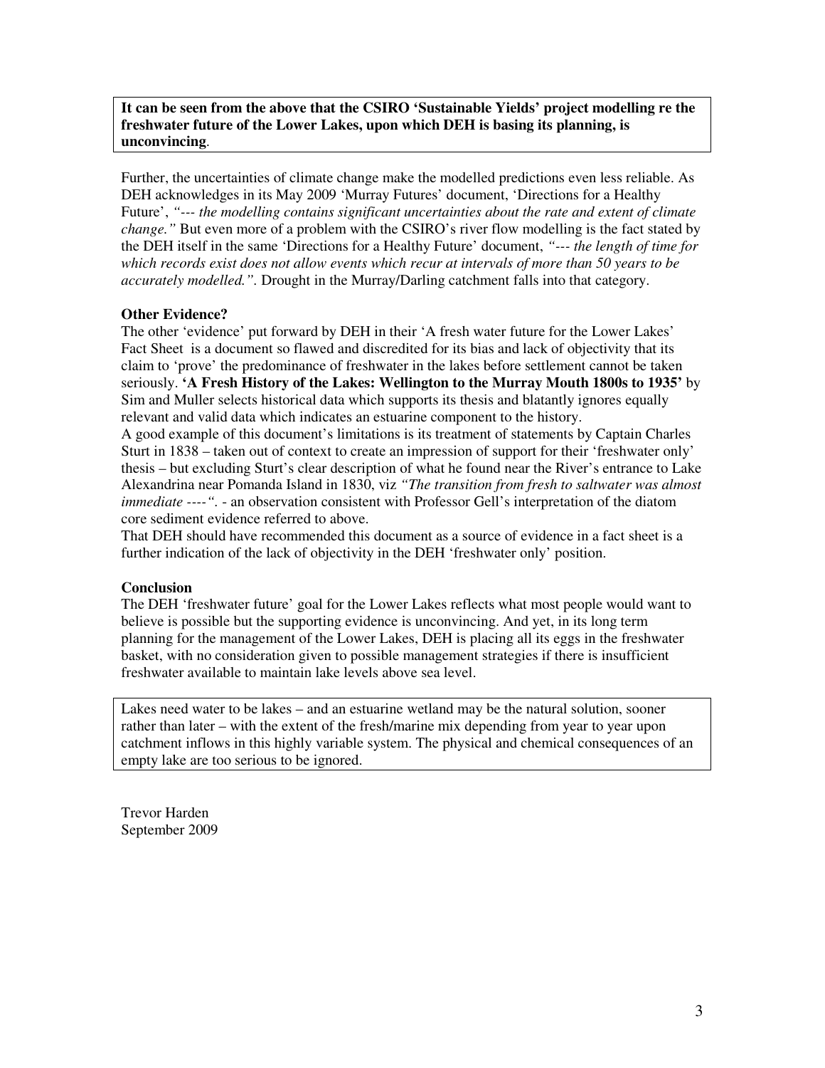**It can be seen from the above that the CSIRO 'Sustainable Yields' project modelling re the freshwater future of the Lower Lakes, upon which DEH is basing its planning, is unconvincing**.

Further, the uncertainties of climate change make the modelled predictions even less reliable. As DEH acknowledges in its May 2009 'Murray Futures' document, 'Directions for a Healthy Future', *"--- the modelling contains significant uncertainties about the rate and extent of climate change."* But even more of a problem with the CSIRO's river flow modelling is the fact stated by the DEH itself in the same 'Directions for a Healthy Future' document, *"--- the length of time for which records exist does not allow events which recur at intervals of more than 50 years to be accurately modelled."*. Drought in the Murray/Darling catchment falls into that category.

**Other Evidence?**

The other 'evidence' put forward by DEH in their 'A fresh water future for the Lower Lakes' Fact Sheet is a document so flawed and discredited for its bias and lack of objectivity that its claim to 'prove' the predominance of freshwater in the lakes before settlement cannot be taken seriously. **'A Fresh History of the Lakes: Wellington to the Murray Mouth 1800s to 1935'** by Sim and Muller selects historical data which supports its thesis and blatantly ignores equally relevant and valid data which indicates an estuarine component to the history.

A good example of this document's limitations is its treatment of statements by Captain Charles Sturt in 1838 – taken out of context to create an impression of support for their 'freshwater only' thesis – but excluding Sturt's clear description of what he found near the River's entrance to Lake Alexandrina near Pomanda Island in 1830, viz *"The transition from fresh to saltwater was almost immediate ----"*. - an observation consistent with Professor Gell's interpretation of the diatom core sediment evidence referred to above.

That DEH should have recommended this document as a source of evidence in a fact sheet is a further indication of the lack of objectivity in the DEH 'freshwater only' position.

**Conclusion**

The DEH 'freshwater future' goal for the Lower Lakes reflects what most people would want to believe is possible but the supporting evidence is unconvincing. And yet, in its long term planning for the management of the Lower Lakes, DEH is placing all its eggs in the freshwater basket, with no consideration given to possible management strategies if there is insufficient freshwater available to maintain lake levels above sea level.

Lakes need water to be lakes – and an estuarine wetland may be the natural solution, sooner rather than later – with the extent of the fresh/marine mix depending from year to year upon catchment inflows in this highly variable system. The physical and chemical consequences of an empty lake are too serious to be ignored.

Trevor Harden
September 2009